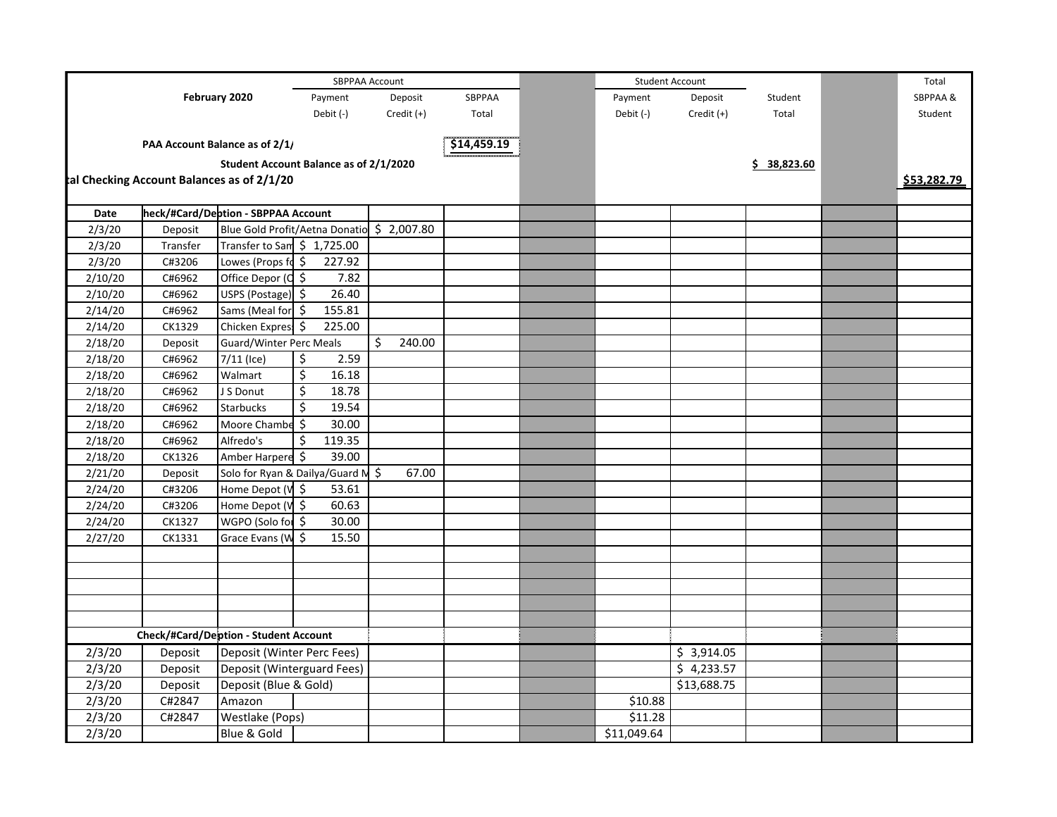| | February 2020 | | SBPPAA Account | | | | Student Account | | | | Total |
|---|---|---|---|---|---|---|---|---|---|---|---|
| | | | Payment | Deposit | SBPPAA | | Payment | Deposit | Student | | SBPPAA & |
| | | | Debit (-) | Credit (+) | Total | | Debit (-) | Credit (+) | Total | | Student |
| | PAA Account Balance as of 2/1/ | | | | $14,459.19 | | | | | | |
| | | Student Account Balance as of 2/1/2020 | | | | | | | $ 38,823.60 | | |
| tal Checking Account Balances as of 2/1/20 | | | | | | | | | | | $53,282.79 |
| Date | heck/#Card/Deption - SBPPAA Account | | | | | | | | | | |
| 2/3/20 | Deposit | Blue Gold Profit/Aetna Donatio | | $ 2,007.80 | | | | | | | |
| 2/3/20 | Transfer | Transfer to Sam | $ 1,725.00 | | | | | | | | |
| 2/3/20 | C#3206 | Lowes (Props fo | $ 227.92 | | | | | | | | |
| 2/10/20 | C#6962 | Office Depor (C | $ 7.82 | | | | | | | | |
| 2/10/20 | C#6962 | USPS (Postage) | $ 26.40 | | | | | | | | |
| 2/14/20 | C#6962 | Sams (Meal for | $ 155.81 | | | | | | | | |
| 2/14/20 | CK1329 | Chicken Expres | $ 225.00 | | | | | | | | |
| 2/18/20 | Deposit | Guard/Winter Perc Meals | | $ 240.00 | | | | | | | |
| 2/18/20 | C#6962 | 7/11 (Ice) | $ 2.59 | | | | | | | | |
| 2/18/20 | C#6962 | Walmart | $ 16.18 | | | | | | | | |
| 2/18/20 | C#6962 | J S Donut | $ 18.78 | | | | | | | | |
| 2/18/20 | C#6962 | Starbucks | $ 19.54 | | | | | | | | |
| 2/18/20 | C#6962 | Moore Chambe | $ 30.00 | | | | | | | | |
| 2/18/20 | C#6962 | Alfredo's | $ 119.35 | | | | | | | | |
| 2/18/20 | CK1326 | Amber Harpere | $ 39.00 | | | | | | | | |
| 2/21/20 | Deposit | Solo for Ryan & Dailya/Guard M | | $ 67.00 | | | | | | | |
| 2/24/20 | C#3206 | Home Depot (W | $ 53.61 | | | | | | | | |
| 2/24/20 | C#3206 | Home Depot (W | $ 60.63 | | | | | | | | |
| 2/24/20 | CK1327 | WGPO (Solo for | $ 30.00 | | | | | | | | |
| 2/27/20 | CK1331 | Grace Evans (W | $ 15.50 | | | | | | | | |
| | | | | | | | | | | | |
| | | | | | | | | | | | |
| | | | | | | | | | | | |
| | | | | | | | | | | | |
| | | | | | | | | | | | |
| | Check/#Card/Deption - Student Account | | | | | | | | | | |
| 2/3/20 | Deposit | Deposit (Winter Perc Fees) | | | | | | $ 3,914.05 | | | |
| 2/3/20 | Deposit | Deposit (Winterguard Fees) | | | | | | $ 4,233.57 | | | |
| 2/3/20 | Deposit | Deposit (Blue & Gold) | | | | | | $13,688.75 | | | |
| 2/3/20 | C#2847 | Amazon | | | | | $10.88 | | | | |
| 2/3/20 | C#2847 | Westlake (Pops) | | | | | $11.28 | | | | |
| 2/3/20 | | Blue & Gold | | | | | $11,049.64 | | | | |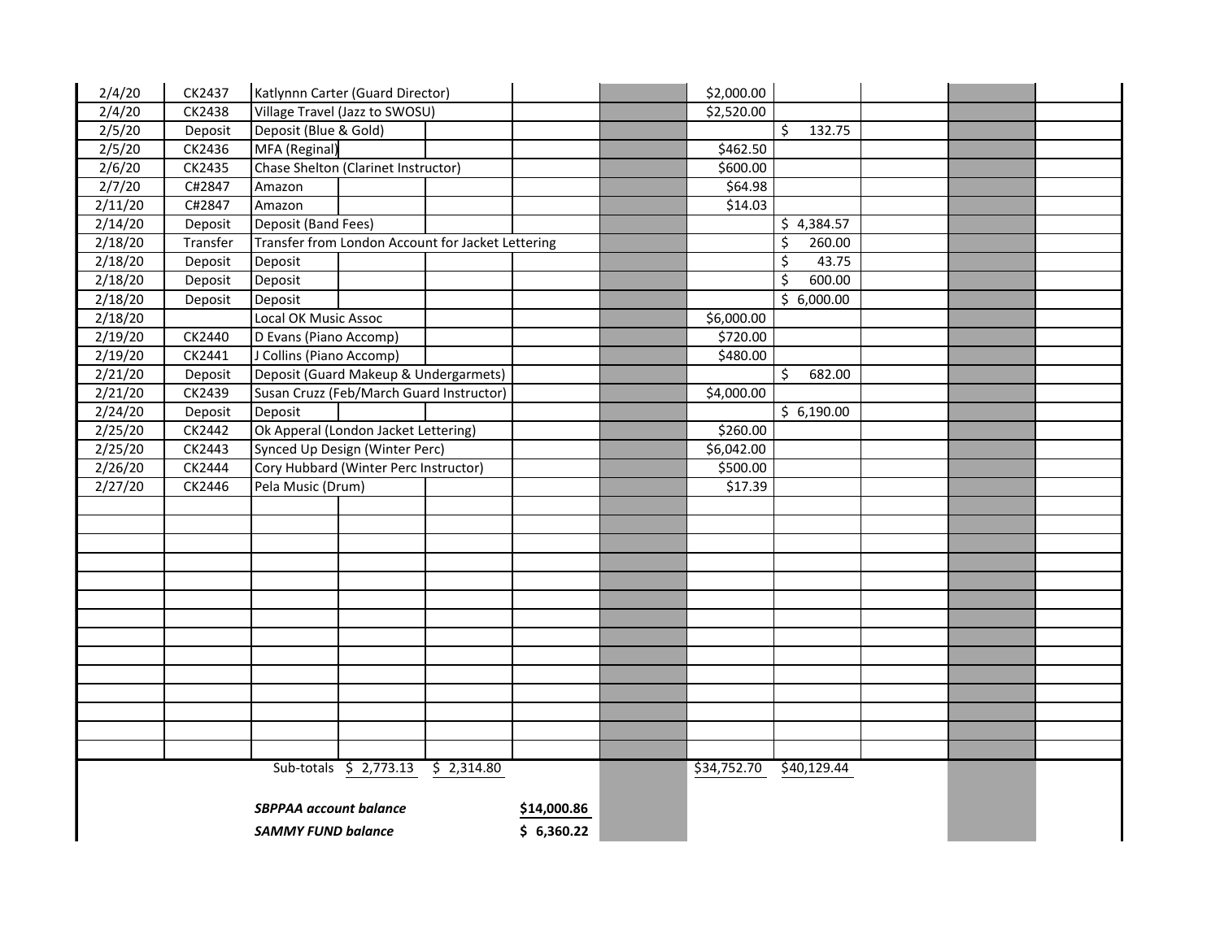| | | | | | | | | | | | |
|---|---|---|---|---|---|---|---|---|---|---|---|
| 2/4/20 | CK2437 | Katlynnn Carter (Guard Director) | | | | | $2,000.00 | | | | |
| 2/4/20 | CK2438 | Village Travel (Jazz to SWOSU) | | | | | $2,520.00 | | | | |
| 2/5/20 | Deposit | Deposit (Blue & Gold) | | | | | | $ 132.75 | | | |
| 2/5/20 | CK2436 | MFA (Reginal) | | | | | $462.50 | | | | |
| 2/6/20 | CK2435 | Chase Shelton (Clarinet Instructor) | | | | | $600.00 | | | | |
| 2/7/20 | C#2847 | Amazon | | | | | $64.98 | | | | |
| 2/11/20 | C#2847 | Amazon | | | | | $14.03 | | | | |
| 2/14/20 | Deposit | Deposit (Band Fees) | | | | | | $ 4,384.57 | | | |
| 2/18/20 | Transfer | Transfer from London Account for Jacket Lettering | | | | | | $ 260.00 | | | |
| 2/18/20 | Deposit | Deposit | | | | | | $ 43.75 | | | |
| 2/18/20 | Deposit | Deposit | | | | | | $ 600.00 | | | |
| 2/18/20 | Deposit | Deposit | | | | | | $ 6,000.00 | | | |
| 2/18/20 | | Local OK Music Assoc | | | | | $6,000.00 | | | | |
| 2/19/20 | CK2440 | D Evans (Piano Accomp) | | | | | $720.00 | | | | |
| 2/19/20 | CK2441 | J Collins (Piano Accomp) | | | | | $480.00 | | | | |
| 2/21/20 | Deposit | Deposit (Guard Makeup & Undergarmets) | | | | | | $ 682.00 | | | |
| 2/21/20 | CK2439 | Susan Cruzz (Feb/March Guard Instructor) | | | | | $4,000.00 | | | | |
| 2/24/20 | Deposit | Deposit | | | | | | $ 6,190.00 | | | |
| 2/25/20 | CK2442 | Ok Apperal (London Jacket Lettering) | | | | | $260.00 | | | | |
| 2/25/20 | CK2443 | Synced Up Design (Winter Perc) | | | | | $6,042.00 | | | | |
| 2/26/20 | CK2444 | Cory Hubbard (Winter Perc Instructor) | | | | | $500.00 | | | | |
| 2/27/20 | CK2446 | Pela Music (Drum) | | | | | $17.39 | | | | |
| | | Sub-totals | $ 2,773.13 | $ 2,314.80 | | | $34,752.70 | $40,129.44 | | | |
| | | ***SBPPAA account balance*** | | | **$14,000.86** | | | | | | |
| | | ***SAMMY FUND balance*** | | | **$ 6,360.22** | | | | | | |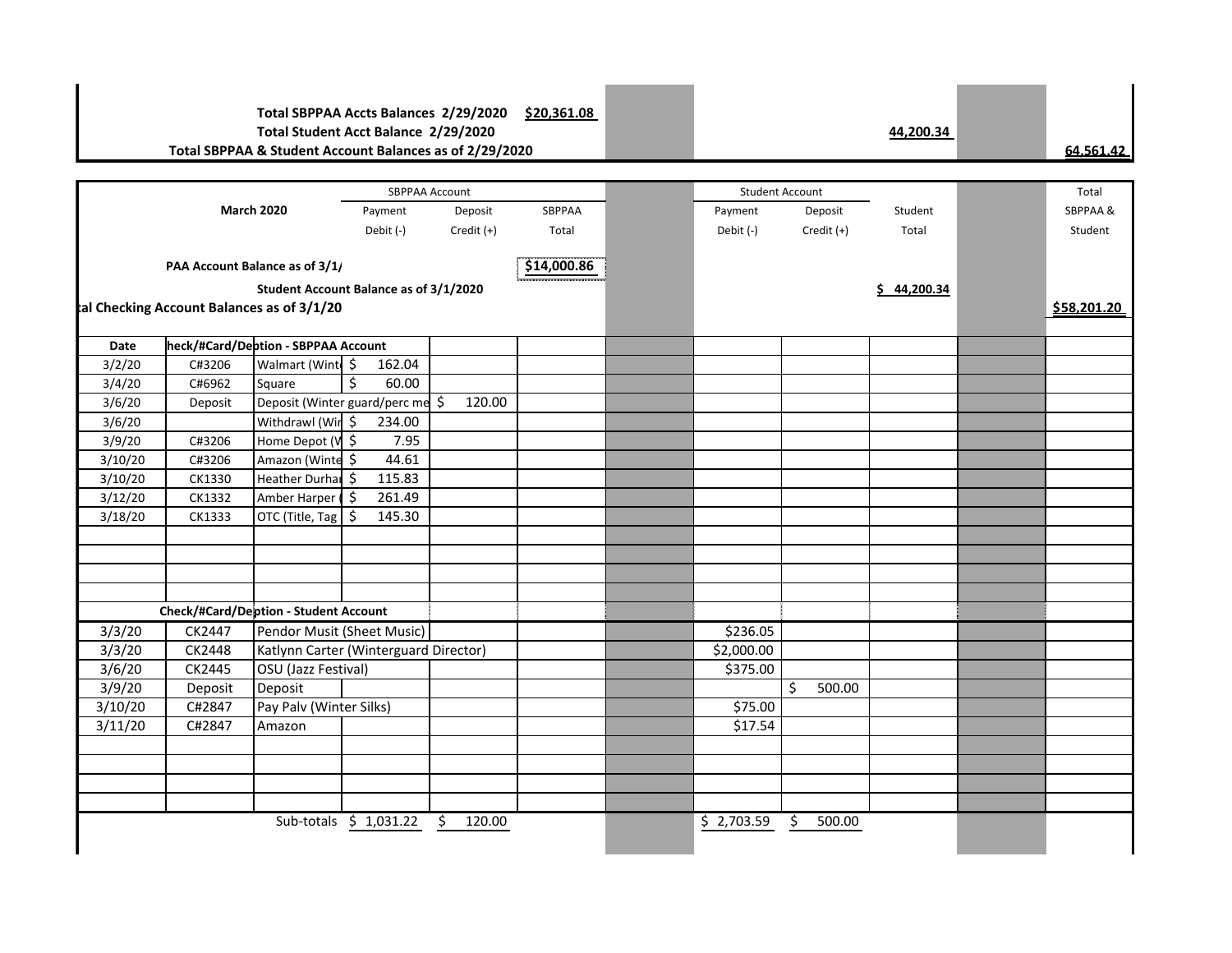| | | | | | | | | | | | |
|---|---|---|---|---|---|---|---|---|---|---|---|
| | | Total SBPPAA Accts Balances 2/29/2020 | | | $20,361.08 | | | | | | |
| | | Total Student Acct Balance 2/29/2020 | | | | | | | 44,200.34 | | |
| | Total SBPPAA & Student Account Balances as of 2/29/2020 | | | | | | | | | | 64,561.42 |

| | | | SBPPAA Account | | | | Student Account | | | | Total |
|---|---|---|---|---|---|---|---|---|---|---|---|
| | March 2020 | | Payment Debit (-) | Deposit Credit (+) | SBPPAA Total | | Payment Debit (-) | Deposit Credit (+) | Student Total | | SBPPAA & Student |
| | PAA Account Balance as of 3/1/ | | | | $14,000.86 | | | | | | |
| | | Student Account Balance as of 3/1/2020 | | | | | | | $ 44,200.34 | | |
| tal Checking Account Balances as of 3/1/20 | | | | | | | | | | | $58,201.20 |
| Date | heck/#Card/Deption - SBPPAA Account | | | | | | | | | | |
| 3/2/20 | C#3206 | Walmart (Wint | $ 162.04 | | | | | | | | |
| 3/4/20 | C#6962 | Square | $ 60.00 | | | | | | | | |
| 3/6/20 | Deposit | Deposit (Winter guard/perc me | | $ 120.00 | | | | | | | |
| 3/6/20 | | Withdrawl (Wir | $ 234.00 | | | | | | | | |
| 3/9/20 | C#3206 | Home Depot (V | $ 7.95 | | | | | | | | |
| 3/10/20 | C#3206 | Amazon (Winte | $ 44.61 | | | | | | | | |
| 3/10/20 | CK1330 | Heather Durhai | $ 115.83 | | | | | | | | |
| 3/12/20 | CK1332 | Amber Harper | $ 261.49 | | | | | | | | |
| 3/18/20 | CK1333 | OTC (Title, Tag | $ 145.30 | | | | | | | | |
| | | | | | | | | | | | |
| | | | | | | | | | | | |
| | | | | | | | | | | | |
| | | | | | | | | | | | |
| | Check/#Card/Deption - Student Account | | | | | | | | | | |
| 3/3/20 | CK2447 | Pendor Musit (Sheet Music) | | | | | $236.05 | | | | |
| 3/3/20 | CK2448 | Katlynn Carter (Winterguard Director) | | | | | $2,000.00 | | | | |
| 3/6/20 | CK2445 | OSU (Jazz Festival) | | | | | $375.00 | | | | |
| 3/9/20 | Deposit | Deposit | | | | | | $ 500.00 | | | |
| 3/10/20 | C#2847 | Pay Palv (Winter Silks) | | | | | $75.00 | | | | |
| 3/11/20 | C#2847 | Amazon | | | | | $17.54 | | | | |
| | | | | | | | | | | | |
| | | | | | | | | | | | |
| | | | | | | | | | | | |
| | | | | | | | | | | | |
| | | Sub-totals | $ 1,031.22 | $ 120.00 | | | $ 2,703.59 | $ 500.00 | | | |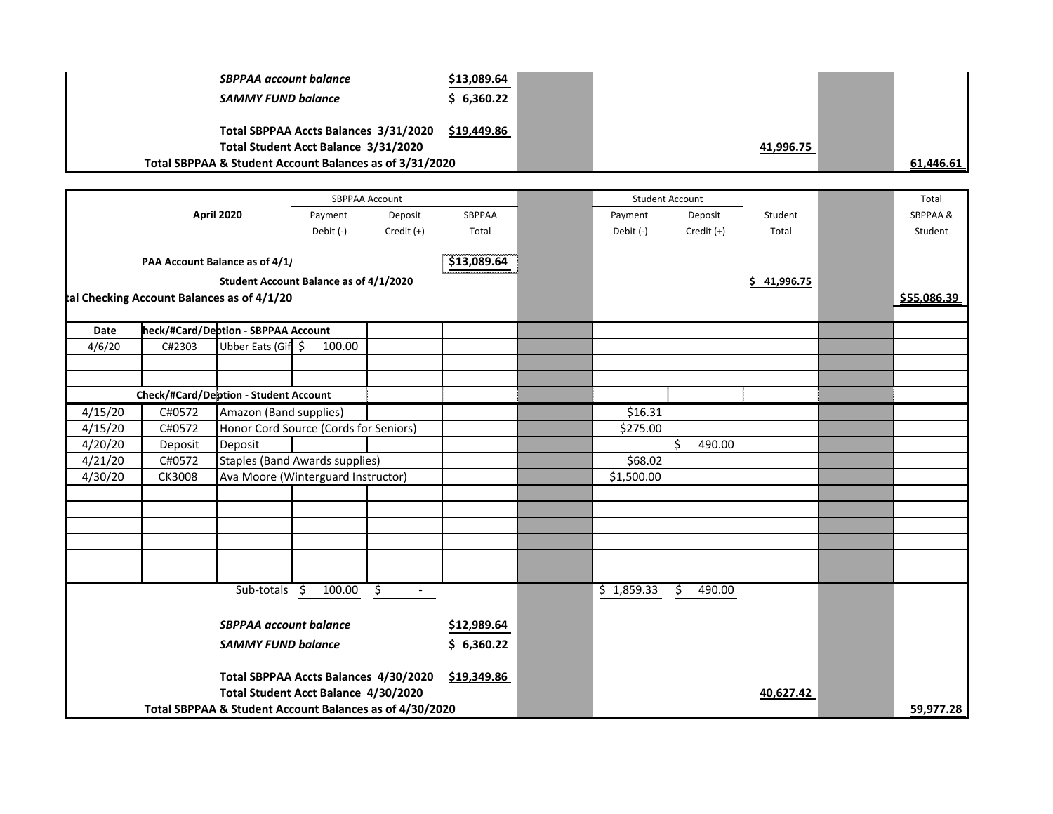| | | | | | | | | | | | |
|---|---|---|---|---|---|---|---|---|---|---|---|
| | | *SBPPAA account balance* | | | $13,089.64 | | | | | | |
| | | *SAMMY FUND balance* | | | $ 6,360.22 | | | | | | |
| | | **Total SBPPAA Accts Balances 3/31/2020** | | | **$19,449.86** | | | | | | |
| | | **Total Student Acct Balance 3/31/2020** | | | | | | | **41,996.75** | | |
| | **Total SBPPAA & Student Account Balances as of 3/31/2020** | | | | | | | | | | **61,446.61** |

| | | | SBPPAA Account | | | | Student Account | | | | Total |
|---|---|---|---|---|---|---|---|---|---|---|---|
| | **April 2020** | | Payment | Deposit | SBPPAA | | Payment | Deposit | Student | | SBPPAA & |
| | | | Debit (-) | Credit (+) | Total | | Debit (-) | Credit (+) | Total | | Student |
| | **PAA Account Balance as of 4/1/** | | | | **$13,089.64** | | | | | | |
| | | **Student Account Balance as of 4/1/2020** | | | | | | | **$ 41,996.75** | | |
| **tal Checking Account Balances as of 4/1/20** | | | | | | | | | | | **$55,086.39** |
| **Date** | **heck/#Card/Deption - SBPPAA Account** | | | | | | | | | | |
| 4/6/20 | C#2303 | Ubber Eats (Gif | $ 100.00 | | | | | | | | |
| | | | | | | | | | | | |
| | | | | | | | | | | | |
| | **Check/#Card/Deption - Student Account** | | | | | | | | | | |
| 4/15/20 | C#0572 | Amazon (Band supplies) | | | | | $16.31 | | | | |
| 4/15/20 | C#0572 | Honor Cord Source (Cords for Seniors) | | | | | $275.00 | | | | |
| 4/20/20 | Deposit | Deposit | | | | | | $ 490.00 | | | |
| 4/21/20 | C#0572 | Staples (Band Awards supplies) | | | | | $68.02 | | | | |
| 4/30/20 | CK3008 | Ava Moore (Winterguard Instructor) | | | | | $1,500.00 | | | | |
| | | | | | | | | | | | |
| | | | | | | | | | | | |
| | | | | | | | | | | | |
| | | | | | | | | | | | |
| | | | | | | | | | | | |
| | | | | | | | | | | | |
| | | Sub-totals | $ 100.00 | $ - | | | $ 1,859.33 | $ 490.00 | | | |
| | | *SBPPAA account balance* | | | $12,989.64 | | | | | | |
| | | *SAMMY FUND balance* | | | $ 6,360.22 | | | | | | |
| | | **Total SBPPAA Accts Balances 4/30/2020** | | | **$19,349.86** | | | | | | |
| | | **Total Student Acct Balance 4/30/2020** | | | | | | | **40,627.42** | | |
| | **Total SBPPAA & Student Account Balances as of 4/30/2020** | | | | | | | | | | **59,977.28** |